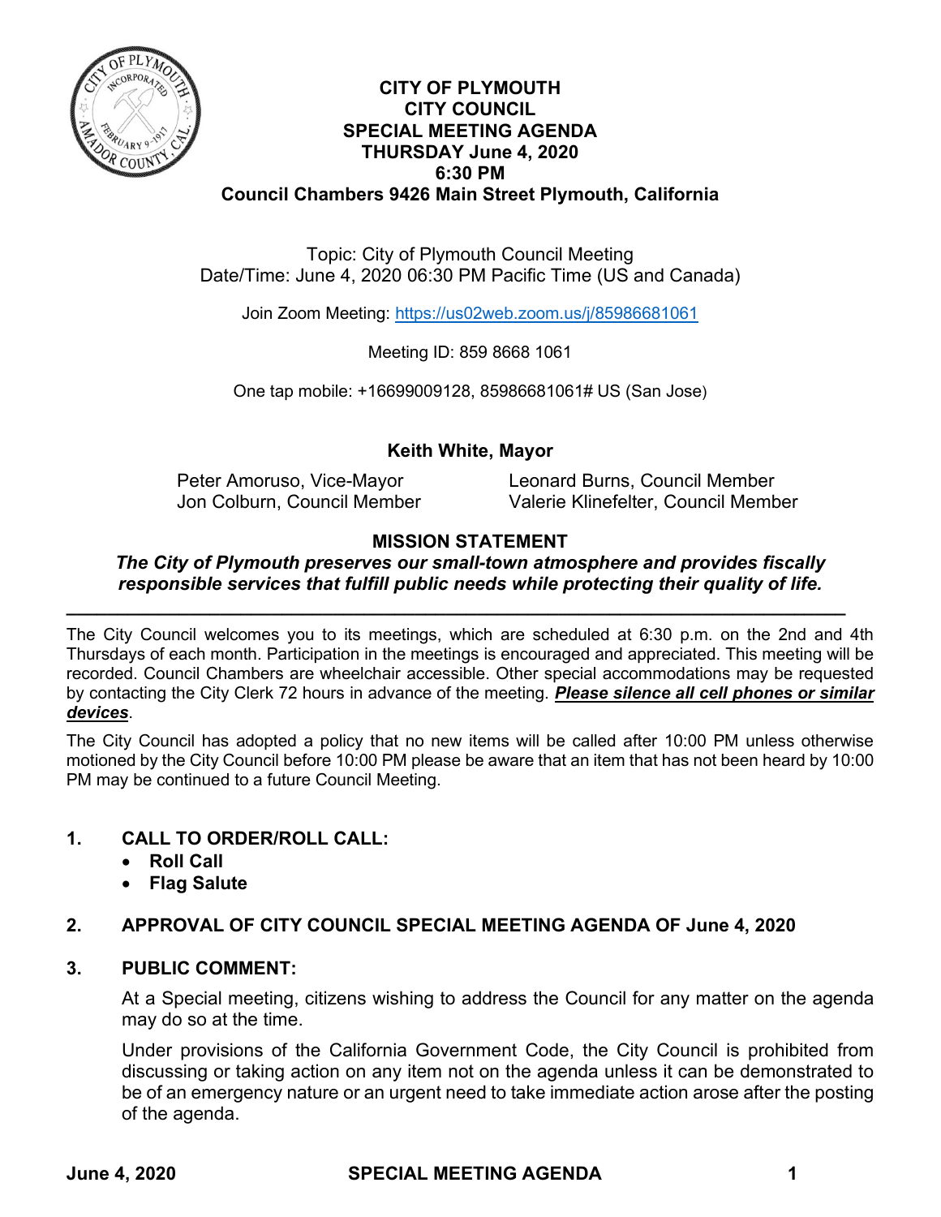# CITY OF PLYMOUTH
# CITY COUNCIL
# SPECIAL MEETING AGENDA
## THURSDAY June 4, 2020
## 6:30 PM
## Council Chambers 9426 Main Street Plymouth, California

Topic: City of Plymouth Council Meeting
Date/Time: June 4, 2020 06:30 PM Pacific Time (US and Canada)

Join Zoom Meeting: https://us02web.zoom.us/j/85986681061

Meeting ID: 859 8668 1061

One tap mobile: +16699009128, 85986681061# US (San Jose)

**Keith White, Mayor**

Peter Amoruso, Vice-Mayor
Jon Colburn, Council Member
Leonard Burns, Council Member
Valerie Klinefelter, Council Member

**MISSION STATEMENT**

***The City of Plymouth preserves our small-town atmosphere and provides fiscally responsible services that fulfill public needs while protecting their quality of life.***

---

The City Council welcomes you to its meetings, which are scheduled at 6:30 p.m. on the 2nd and 4th Thursdays of each month. Participation in the meetings is encouraged and appreciated. This meeting will be recorded. Council Chambers are wheelchair accessible. Other special accommodations may be requested by contacting the City Clerk 72 hours in advance of the meeting. ***Please silence all cell phones or similar devices***.

The City Council has adopted a policy that no new items will be called after 10:00 PM unless otherwise motioned by the City Council before 10:00 PM please be aware that an item that has not been heard by 10:00 PM may be continued to a future Council Meeting.

**1. CALL TO ORDER/ROLL CALL:**

- **Roll Call**
- **Flag Salute**

**2. APPROVAL OF CITY COUNCIL SPECIAL MEETING AGENDA OF June 4, 2020**

**3. PUBLIC COMMENT:**

At a Special meeting, citizens wishing to address the Council for any matter on the agenda may do so at the time.

Under provisions of the California Government Code, the City Council is prohibited from discussing or taking action on any item not on the agenda unless it can be demonstrated to be of an emergency nature or an urgent need to take immediate action arose after the posting of the agenda.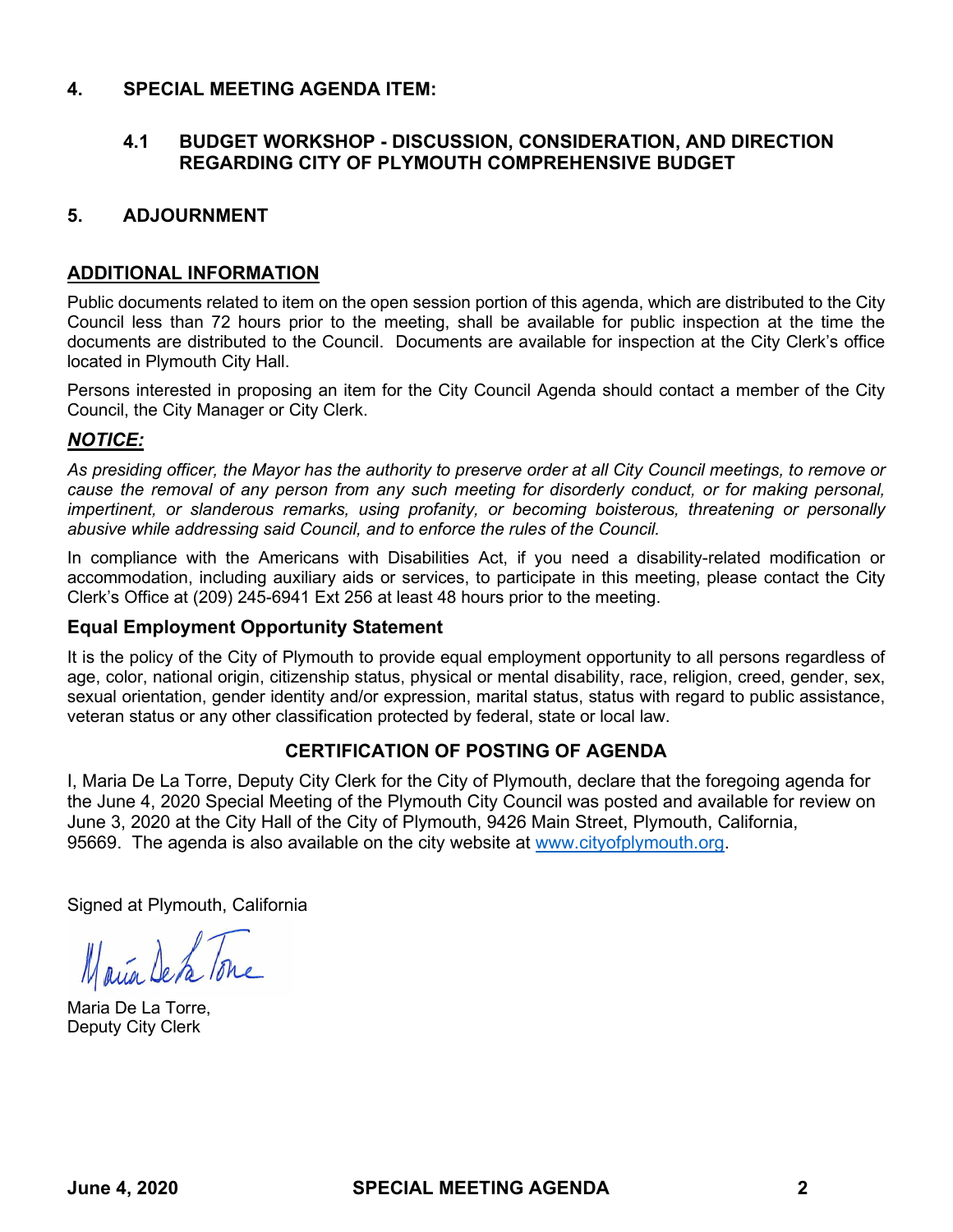## 4. SPECIAL MEETING AGENDA ITEM:

### 4.1 BUDGET WORKSHOP - DISCUSSION, CONSIDERATION, AND DIRECTION REGARDING CITY OF PLYMOUTH COMPREHENSIVE BUDGET

## 5. ADJOURNMENT

## ADDITIONAL INFORMATION

Public documents related to item on the open session portion of this agenda, which are distributed to the City Council less than 72 hours prior to the meeting, shall be available for public inspection at the time the documents are distributed to the Council. Documents are available for inspection at the City Clerk's office located in Plymouth City Hall.

Persons interested in proposing an item for the City Council Agenda should contact a member of the City Council, the City Manager or City Clerk.

### ***NOTICE:***

*As presiding officer, the Mayor has the authority to preserve order at all City Council meetings, to remove or cause the removal of any person from any such meeting for disorderly conduct, or for making personal, impertinent, or slanderous remarks, using profanity, or becoming boisterous, threatening or personally abusive while addressing said Council, and to enforce the rules of the Council.*

In compliance with the Americans with Disabilities Act, if you need a disability-related modification or accommodation, including auxiliary aids or services, to participate in this meeting, please contact the City Clerk's Office at (209) 245-6941 Ext 256 at least 48 hours prior to the meeting.

### Equal Employment Opportunity Statement

It is the policy of the City of Plymouth to provide equal employment opportunity to all persons regardless of age, color, national origin, citizenship status, physical or mental disability, race, religion, creed, gender, sex, sexual orientation, gender identity and/or expression, marital status, status with regard to public assistance, veteran status or any other classification protected by federal, state or local law.

### CERTIFICATION OF POSTING OF AGENDA

I, Maria De La Torre, Deputy City Clerk for the City of Plymouth, declare that the foregoing agenda for the June 4, 2020 Special Meeting of the Plymouth City Council was posted and available for review on June 3, 2020 at the City Hall of the City of Plymouth, 9426 Main Street, Plymouth, California, 95669. The agenda is also available on the city website at www.cityofplymouth.org.

Signed at Plymouth, California

Maria De La Torre,
Deputy City Clerk